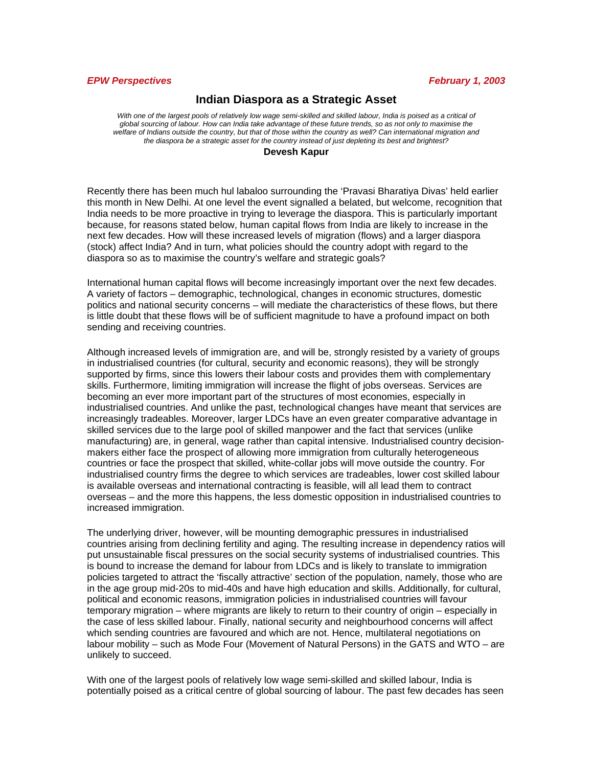*EPW Perspectives* *February 1, 2003*

# Indian Diaspora as a Strategic Asset

*With one of the largest pools of relatively low wage semi-skilled and skilled labour, India is poised as a critical of global sourcing of labour. How can India take advantage of these future trends, so as not only to maximise the welfare of Indians outside the country, but that of those within the country as well? Can international migration and the diaspora be a strategic asset for the country instead of just depleting its best and brightest?*

**Devesh Kapur**

Recently there has been much hul labaloo surrounding the 'Pravasi Bharatiya Divas' held earlier this month in New Delhi. At one level the event signalled a belated, but welcome, recognition that India needs to be more proactive in trying to leverage the diaspora. This is particularly important because, for reasons stated below, human capital flows from India are likely to increase in the next few decades. How will these increased levels of migration (flows) and a larger diaspora (stock) affect India? And in turn, what policies should the country adopt with regard to the diaspora so as to maximise the country's welfare and strategic goals?

International human capital flows will become increasingly important over the next few decades. A variety of factors – demographic, technological, changes in economic structures, domestic politics and national security concerns – will mediate the characteristics of these flows, but there is little doubt that these flows will be of sufficient magnitude to have a profound impact on both sending and receiving countries.

Although increased levels of immigration are, and will be, strongly resisted by a variety of groups in industrialised countries (for cultural, security and economic reasons), they will be strongly supported by firms, since this lowers their labour costs and provides them with complementary skills. Furthermore, limiting immigration will increase the flight of jobs overseas. Services are becoming an ever more important part of the structures of most economies, especially in industrialised countries. And unlike the past, technological changes have meant that services are increasingly tradeables. Moreover, larger LDCs have an even greater comparative advantage in skilled services due to the large pool of skilled manpower and the fact that services (unlike manufacturing) are, in general, wage rather than capital intensive. Industrialised country decision-makers either face the prospect of allowing more immigration from culturally heterogeneous countries or face the prospect that skilled, white-collar jobs will move outside the country. For industrialised country firms the degree to which services are tradeables, lower cost skilled labour is available overseas and international contracting is feasible, will all lead them to contract overseas – and the more this happens, the less domestic opposition in industrialised countries to increased immigration.

The underlying driver, however, will be mounting demographic pressures in industrialised countries arising from declining fertility and aging. The resulting increase in dependency ratios will put unsustainable fiscal pressures on the social security systems of industrialised countries. This is bound to increase the demand for labour from LDCs and is likely to translate to immigration policies targeted to attract the 'fiscally attractive' section of the population, namely, those who are in the age group mid-20s to mid-40s and have high education and skills. Additionally, for cultural, political and economic reasons, immigration policies in industrialised countries will favour temporary migration – where migrants are likely to return to their country of origin – especially in the case of less skilled labour. Finally, national security and neighbourhood concerns will affect which sending countries are favoured and which are not. Hence, multilateral negotiations on labour mobility – such as Mode Four (Movement of Natural Persons) in the GATS and WTO – are unlikely to succeed.

With one of the largest pools of relatively low wage semi-skilled and skilled labour, India is potentially poised as a critical centre of global sourcing of labour. The past few decades has seen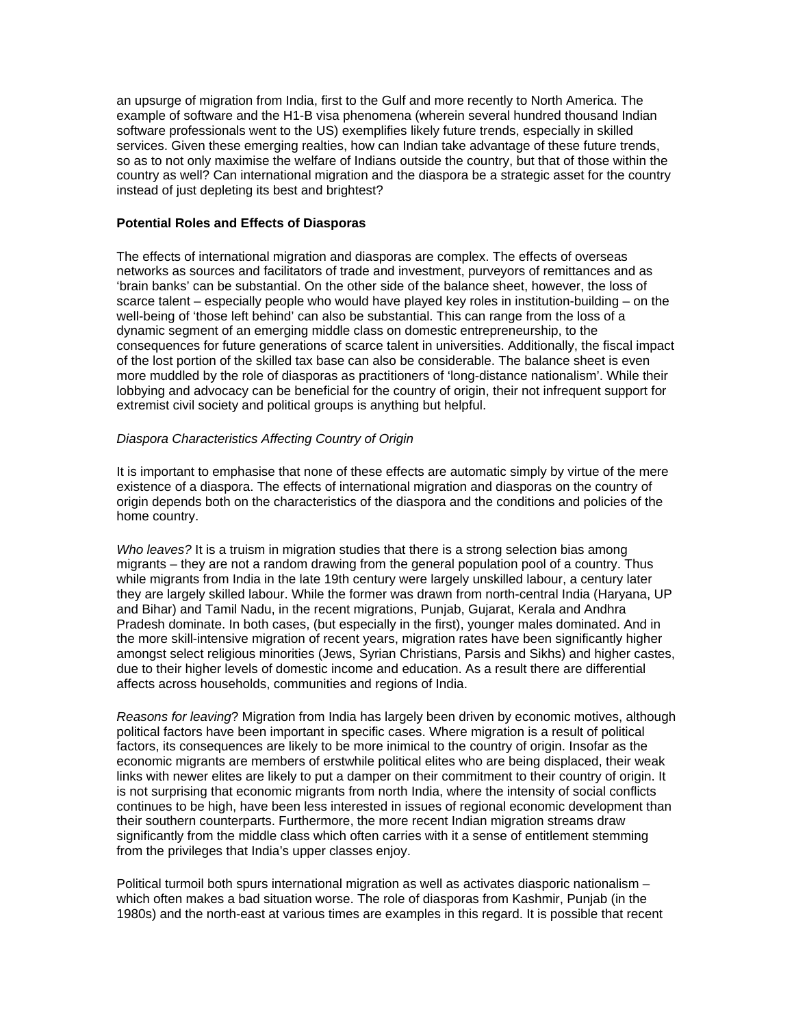an upsurge of migration from India, first to the Gulf and more recently to North America. The example of software and the H1-B visa phenomena (wherein several hundred thousand Indian software professionals went to the US) exemplifies likely future trends, especially in skilled services. Given these emerging realties, how can Indian take advantage of these future trends, so as to not only maximise the welfare of Indians outside the country, but that of those within the country as well? Can international migration and the diaspora be a strategic asset for the country instead of just depleting its best and brightest?

**Potential Roles and Effects of Diasporas**

The effects of international migration and diasporas are complex. The effects of overseas networks as sources and facilitators of trade and investment, purveyors of remittances and as 'brain banks' can be substantial. On the other side of the balance sheet, however, the loss of scarce talent – especially people who would have played key roles in institution-building – on the well-being of 'those left behind' can also be substantial. This can range from the loss of a dynamic segment of an emerging middle class on domestic entrepreneurship, to the consequences for future generations of scarce talent in universities. Additionally, the fiscal impact of the lost portion of the skilled tax base can also be considerable. The balance sheet is even more muddled by the role of diasporas as practitioners of 'long-distance nationalism'. While their lobbying and advocacy can be beneficial for the country of origin, their not infrequent support for extremist civil society and political groups is anything but helpful.

*Diaspora Characteristics Affecting Country of Origin*

It is important to emphasise that none of these effects are automatic simply by virtue of the mere existence of a diaspora. The effects of international migration and diasporas on the country of origin depends both on the characteristics of the diaspora and the conditions and policies of the home country.

*Who leaves?* It is a truism in migration studies that there is a strong selection bias among migrants – they are not a random drawing from the general population pool of a country. Thus while migrants from India in the late 19th century were largely unskilled labour, a century later they are largely skilled labour. While the former was drawn from north-central India (Haryana, UP and Bihar) and Tamil Nadu, in the recent migrations, Punjab, Gujarat, Kerala and Andhra Pradesh dominate. In both cases, (but especially in the first), younger males dominated. And in the more skill-intensive migration of recent years, migration rates have been significantly higher amongst select religious minorities (Jews, Syrian Christians, Parsis and Sikhs) and higher castes, due to their higher levels of domestic income and education. As a result there are differential affects across households, communities and regions of India.

*Reasons for leaving*? Migration from India has largely been driven by economic motives, although political factors have been important in specific cases. Where migration is a result of political factors, its consequences are likely to be more inimical to the country of origin. Insofar as the economic migrants are members of erstwhile political elites who are being displaced, their weak links with newer elites are likely to put a damper on their commitment to their country of origin. It is not surprising that economic migrants from north India, where the intensity of social conflicts continues to be high, have been less interested in issues of regional economic development than their southern counterparts. Furthermore, the more recent Indian migration streams draw significantly from the middle class which often carries with it a sense of entitlement stemming from the privileges that India's upper classes enjoy.

Political turmoil both spurs international migration as well as activates diasporic nationalism – which often makes a bad situation worse. The role of diasporas from Kashmir, Punjab (in the 1980s) and the north-east at various times are examples in this regard. It is possible that recent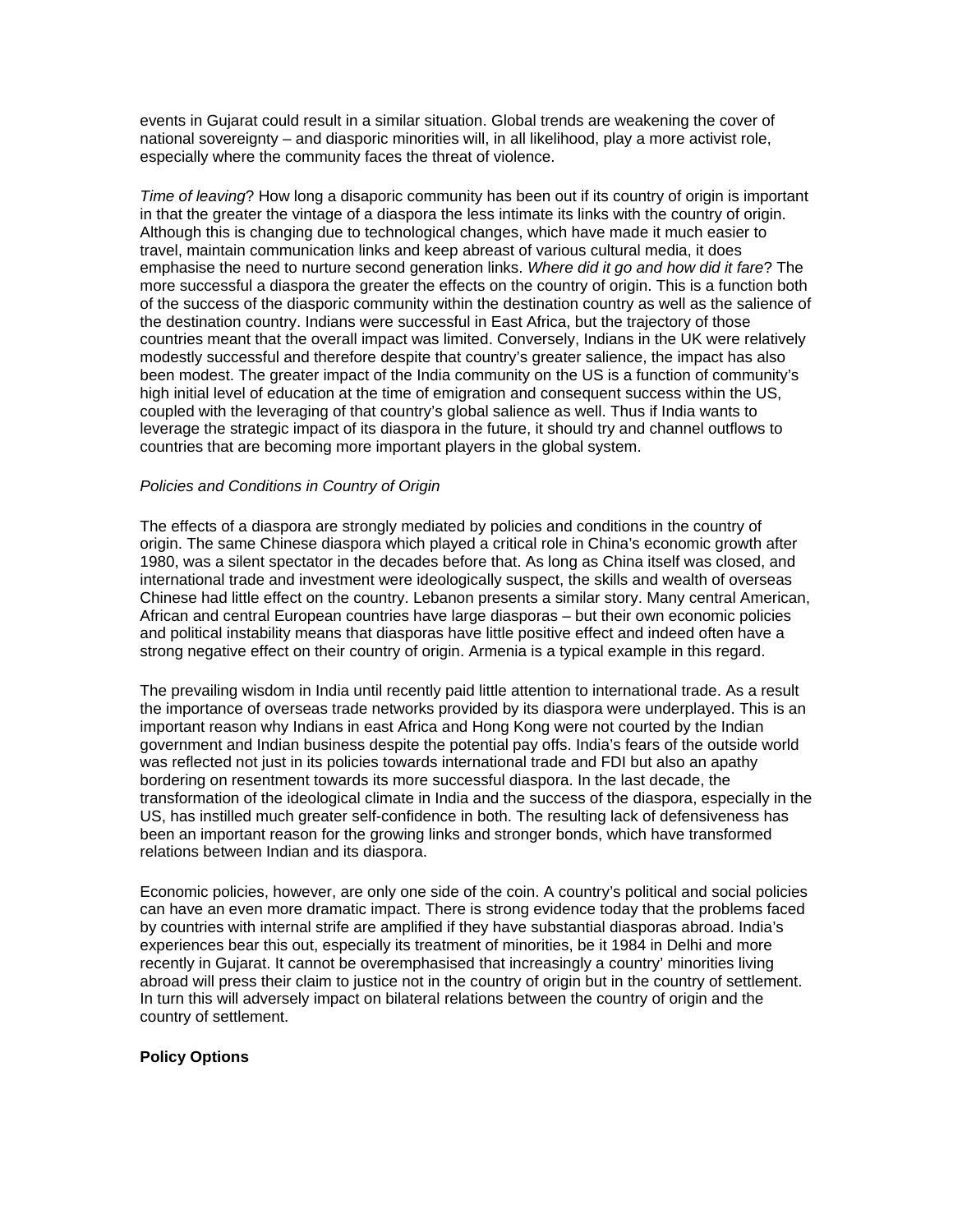events in Gujarat could result in a similar situation. Global trends are weakening the cover of national sovereignty – and diasporic minorities will, in all likelihood, play a more activist role, especially where the community faces the threat of violence.

*Time of leaving*? How long a disaporic community has been out if its country of origin is important in that the greater the vintage of a diaspora the less intimate its links with the country of origin. Although this is changing due to technological changes, which have made it much easier to travel, maintain communication links and keep abreast of various cultural media, it does emphasise the need to nurture second generation links. *Where did it go and how did it fare*? The more successful a diaspora the greater the effects on the country of origin. This is a function both of the success of the diasporic community within the destination country as well as the salience of the destination country. Indians were successful in East Africa, but the trajectory of those countries meant that the overall impact was limited. Conversely, Indians in the UK were relatively modestly successful and therefore despite that country's greater salience, the impact has also been modest. The greater impact of the India community on the US is a function of community's high initial level of education at the time of emigration and consequent success within the US, coupled with the leveraging of that country's global salience as well. Thus if India wants to leverage the strategic impact of its diaspora in the future, it should try and channel outflows to countries that are becoming more important players in the global system.

*Policies and Conditions in Country of Origin*

The effects of a diaspora are strongly mediated by policies and conditions in the country of origin. The same Chinese diaspora which played a critical role in China's economic growth after 1980, was a silent spectator in the decades before that. As long as China itself was closed, and international trade and investment were ideologically suspect, the skills and wealth of overseas Chinese had little effect on the country. Lebanon presents a similar story. Many central American, African and central European countries have large diasporas – but their own economic policies and political instability means that diasporas have little positive effect and indeed often have a strong negative effect on their country of origin. Armenia is a typical example in this regard.

The prevailing wisdom in India until recently paid little attention to international trade. As a result the importance of overseas trade networks provided by its diaspora were underplayed. This is an important reason why Indians in east Africa and Hong Kong were not courted by the Indian government and Indian business despite the potential pay offs. India's fears of the outside world was reflected not just in its policies towards international trade and FDI but also an apathy bordering on resentment towards its more successful diaspora. In the last decade, the transformation of the ideological climate in India and the success of the diaspora, especially in the US, has instilled much greater self-confidence in both. The resulting lack of defensiveness has been an important reason for the growing links and stronger bonds, which have transformed relations between Indian and its diaspora.

Economic policies, however, are only one side of the coin. A country's political and social policies can have an even more dramatic impact. There is strong evidence today that the problems faced by countries with internal strife are amplified if they have substantial diasporas abroad. India's experiences bear this out, especially its treatment of minorities, be it 1984 in Delhi and more recently in Gujarat. It cannot be overemphasised that increasingly a country' minorities living abroad will press their claim to justice not in the country of origin but in the country of settlement. In turn this will adversely impact on bilateral relations between the country of origin and the country of settlement.

**Policy Options**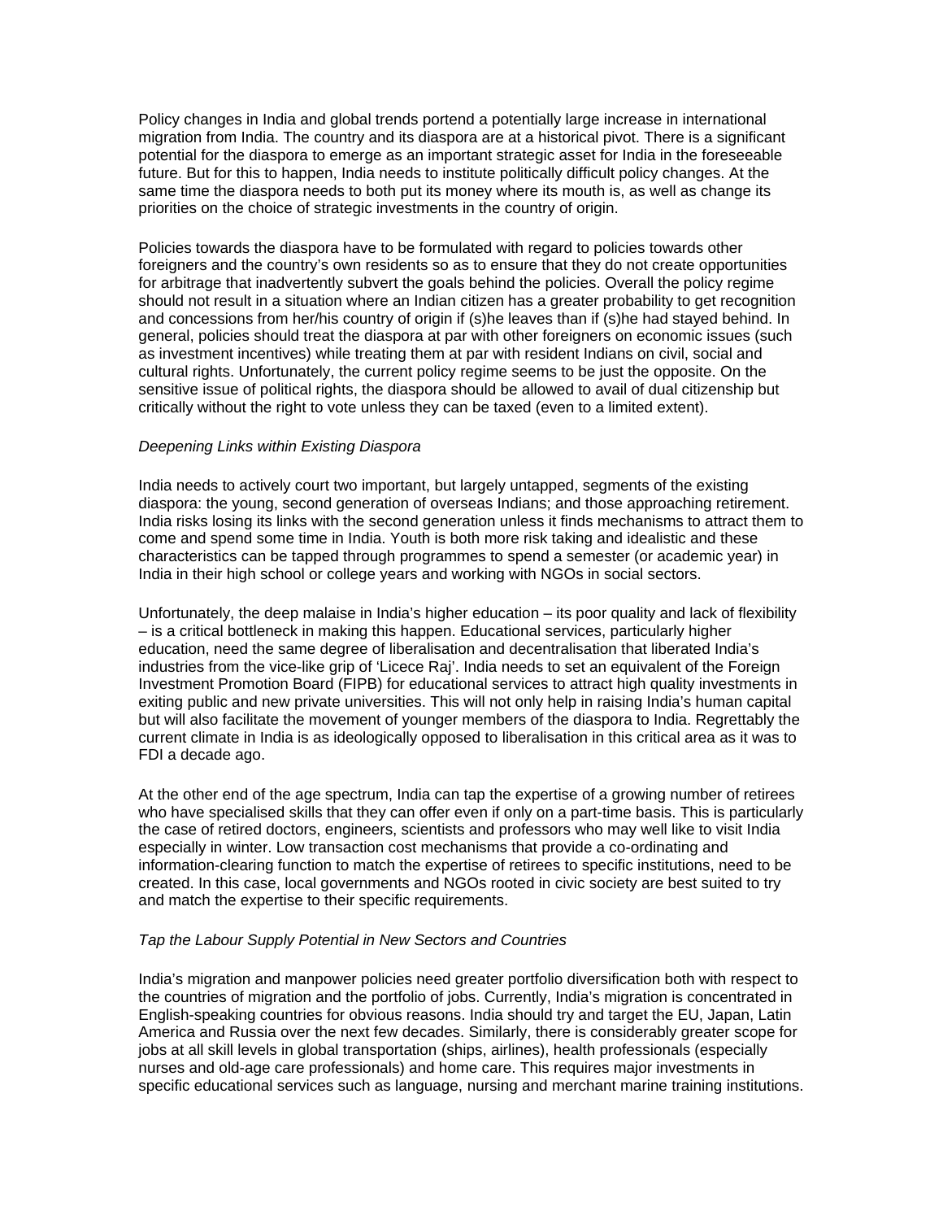Policy changes in India and global trends portend a potentially large increase in international migration from India. The country and its diaspora are at a historical pivot. There is a significant potential for the diaspora to emerge as an important strategic asset for India in the foreseeable future. But for this to happen, India needs to institute politically difficult policy changes. At the same time the diaspora needs to both put its money where its mouth is, as well as change its priorities on the choice of strategic investments in the country of origin.

Policies towards the diaspora have to be formulated with regard to policies towards other foreigners and the country's own residents so as to ensure that they do not create opportunities for arbitrage that inadvertently subvert the goals behind the policies. Overall the policy regime should not result in a situation where an Indian citizen has a greater probability to get recognition and concessions from her/his country of origin if (s)he leaves than if (s)he had stayed behind. In general, policies should treat the diaspora at par with other foreigners on economic issues (such as investment incentives) while treating them at par with resident Indians on civil, social and cultural rights. Unfortunately, the current policy regime seems to be just the opposite. On the sensitive issue of political rights, the diaspora should be allowed to avail of dual citizenship but critically without the right to vote unless they can be taxed (even to a limited extent).

*Deepening Links within Existing Diaspora*

India needs to actively court two important, but largely untapped, segments of the existing diaspora: the young, second generation of overseas Indians; and those approaching retirement. India risks losing its links with the second generation unless it finds mechanisms to attract them to come and spend some time in India. Youth is both more risk taking and idealistic and these characteristics can be tapped through programmes to spend a semester (or academic year) in India in their high school or college years and working with NGOs in social sectors.

Unfortunately, the deep malaise in India's higher education – its poor quality and lack of flexibility – is a critical bottleneck in making this happen. Educational services, particularly higher education, need the same degree of liberalisation and decentralisation that liberated India's industries from the vice-like grip of 'Licece Raj'. India needs to set an equivalent of the Foreign Investment Promotion Board (FIPB) for educational services to attract high quality investments in exiting public and new private universities. This will not only help in raising India's human capital but will also facilitate the movement of younger members of the diaspora to India. Regrettably the current climate in India is as ideologically opposed to liberalisation in this critical area as it was to FDI a decade ago.

At the other end of the age spectrum, India can tap the expertise of a growing number of retirees who have specialised skills that they can offer even if only on a part-time basis. This is particularly the case of retired doctors, engineers, scientists and professors who may well like to visit India especially in winter. Low transaction cost mechanisms that provide a co-ordinating and information-clearing function to match the expertise of retirees to specific institutions, need to be created. In this case, local governments and NGOs rooted in civic society are best suited to try and match the expertise to their specific requirements.

*Tap the Labour Supply Potential in New Sectors and Countries*

India's migration and manpower policies need greater portfolio diversification both with respect to the countries of migration and the portfolio of jobs. Currently, India's migration is concentrated in English-speaking countries for obvious reasons. India should try and target the EU, Japan, Latin America and Russia over the next few decades. Similarly, there is considerably greater scope for jobs at all skill levels in global transportation (ships, airlines), health professionals (especially nurses and old-age care professionals) and home care. This requires major investments in specific educational services such as language, nursing and merchant marine training institutions.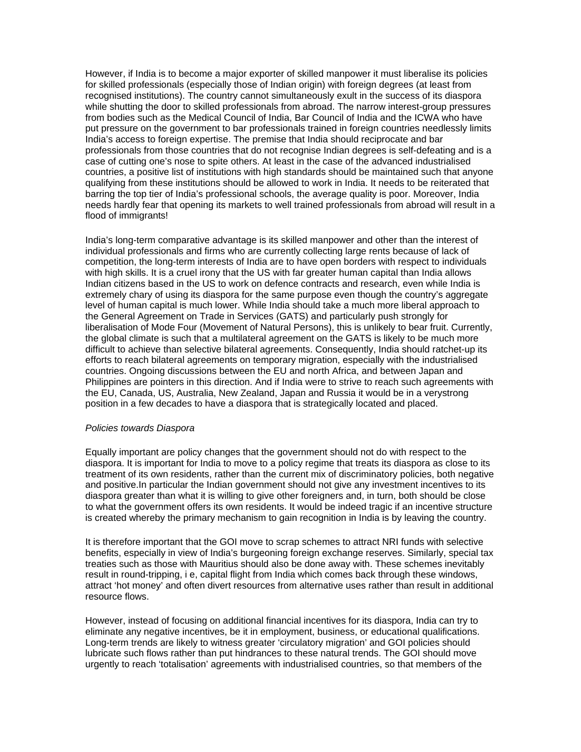However, if India is to become a major exporter of skilled manpower it must liberalise its policies for skilled professionals (especially those of Indian origin) with foreign degrees (at least from recognised institutions). The country cannot simultaneously exult in the success of its diaspora while shutting the door to skilled professionals from abroad. The narrow interest-group pressures from bodies such as the Medical Council of India, Bar Council of India and the ICWA who have put pressure on the government to bar professionals trained in foreign countries needlessly limits India's access to foreign expertise. The premise that India should reciprocate and bar professionals from those countries that do not recognise Indian degrees is self-defeating and is a case of cutting one's nose to spite others. At least in the case of the advanced industrialised countries, a positive list of institutions with high standards should be maintained such that anyone qualifying from these institutions should be allowed to work in India. It needs to be reiterated that barring the top tier of India's professional schools, the average quality is poor. Moreover, India needs hardly fear that opening its markets to well trained professionals from abroad will result in a flood of immigrants!

India's long-term comparative advantage is its skilled manpower and other than the interest of individual professionals and firms who are currently collecting large rents because of lack of competition, the long-term interests of India are to have open borders with respect to individuals with high skills. It is a cruel irony that the US with far greater human capital than India allows Indian citizens based in the US to work on defence contracts and research, even while India is extremely chary of using its diaspora for the same purpose even though the country's aggregate level of human capital is much lower. While India should take a much more liberal approach to the General Agreement on Trade in Services (GATS) and particularly push strongly for liberalisation of Mode Four (Movement of Natural Persons), this is unlikely to bear fruit. Currently, the global climate is such that a multilateral agreement on the GATS is likely to be much more difficult to achieve than selective bilateral agreements. Consequently, India should ratchet-up its efforts to reach bilateral agreements on temporary migration, especially with the industrialised countries. Ongoing discussions between the EU and north Africa, and between Japan and Philippines are pointers in this direction. And if India were to strive to reach such agreements with the EU, Canada, US, Australia, New Zealand, Japan and Russia it would be in a verystrong position in a few decades to have a diaspora that is strategically located and placed.

*Policies towards Diaspora*

Equally important are policy changes that the government should not do with respect to the diaspora. It is important for India to move to a policy regime that treats its diaspora as close to its treatment of its own residents, rather than the current mix of discriminatory policies, both negative and positive.In particular the Indian government should not give any investment incentives to its diaspora greater than what it is willing to give other foreigners and, in turn, both should be close to what the government offers its own residents. It would be indeed tragic if an incentive structure is created whereby the primary mechanism to gain recognition in India is by leaving the country.

It is therefore important that the GOI move to scrap schemes to attract NRI funds with selective benefits, especially in view of India's burgeoning foreign exchange reserves. Similarly, special tax treaties such as those with Mauritius should also be done away with. These schemes inevitably result in round-tripping, i e, capital flight from India which comes back through these windows, attract 'hot money' and often divert resources from alternative uses rather than result in additional resource flows.

However, instead of focusing on additional financial incentives for its diaspora, India can try to eliminate any negative incentives, be it in employment, business, or educational qualifications. Long-term trends are likely to witness greater 'circulatory migration' and GOI policies should lubricate such flows rather than put hindrances to these natural trends. The GOI should move urgently to reach 'totalisation' agreements with industrialised countries, so that members of the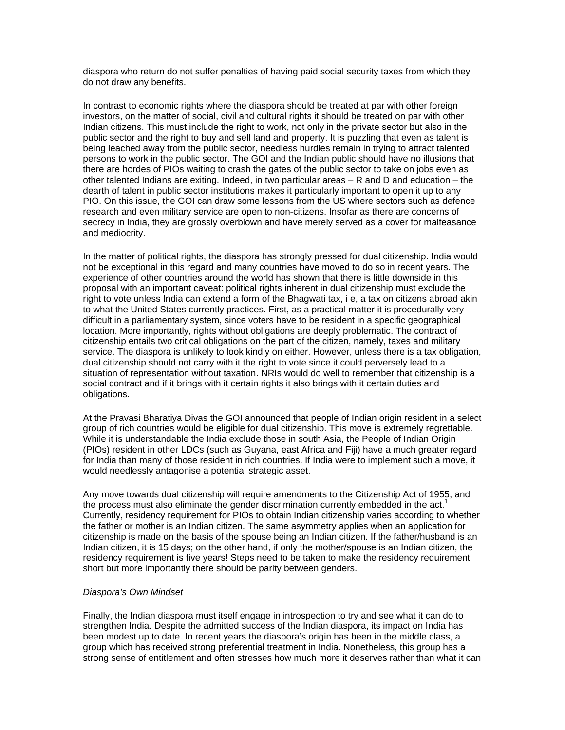diaspora who return do not suffer penalties of having paid social security taxes from which they do not draw any benefits.

In contrast to economic rights where the diaspora should be treated at par with other foreign investors, on the matter of social, civil and cultural rights it should be treated on par with other Indian citizens. This must include the right to work, not only in the private sector but also in the public sector and the right to buy and sell land and property. It is puzzling that even as talent is being leached away from the public sector, needless hurdles remain in trying to attract talented persons to work in the public sector. The GOI and the Indian public should have no illusions that there are hordes of PIOs waiting to crash the gates of the public sector to take on jobs even as other talented Indians are exiting. Indeed, in two particular areas – R and D and education – the dearth of talent in public sector institutions makes it particularly important to open it up to any PIO. On this issue, the GOI can draw some lessons from the US where sectors such as defence research and even military service are open to non-citizens. Insofar as there are concerns of secrecy in India, they are grossly overblown and have merely served as a cover for malfeasance and mediocrity.

In the matter of political rights, the diaspora has strongly pressed for dual citizenship. India would not be exceptional in this regard and many countries have moved to do so in recent years. The experience of other countries around the world has shown that there is little downside in this proposal with an important caveat: political rights inherent in dual citizenship must exclude the right to vote unless India can extend a form of the Bhagwati tax, i e, a tax on citizens abroad akin to what the United States currently practices. First, as a practical matter it is procedurally very difficult in a parliamentary system, since voters have to be resident in a specific geographical location. More importantly, rights without obligations are deeply problematic. The contract of citizenship entails two critical obligations on the part of the citizen, namely, taxes and military service. The diaspora is unlikely to look kindly on either. However, unless there is a tax obligation, dual citizenship should not carry with it the right to vote since it could perversely lead to a situation of representation without taxation. NRIs would do well to remember that citizenship is a social contract and if it brings with it certain rights it also brings with it certain duties and obligations.

At the Pravasi Bharatiya Divas the GOI announced that people of Indian origin resident in a select group of rich countries would be eligible for dual citizenship. This move is extremely regrettable. While it is understandable the India exclude those in south Asia, the People of Indian Origin (PIOs) resident in other LDCs (such as Guyana, east Africa and Fiji) have a much greater regard for India than many of those resident in rich countries. If India were to implement such a move, it would needlessly antagonise a potential strategic asset.

Any move towards dual citizenship will require amendments to the Citizenship Act of 1955, and the process must also eliminate the gender discrimination currently embedded in the act.[1] Currently, residency requirement for PIOs to obtain Indian citizenship varies according to whether the father or mother is an Indian citizen. The same asymmetry applies when an application for citizenship is made on the basis of the spouse being an Indian citizen. If the father/husband is an Indian citizen, it is 15 days; on the other hand, if only the mother/spouse is an Indian citizen, the residency requirement is five years! Steps need to be taken to make the residency requirement short but more importantly there should be parity between genders.

*Diaspora's Own Mindset*

Finally, the Indian diaspora must itself engage in introspection to try and see what it can do to strengthen India. Despite the admitted success of the Indian diaspora, its impact on India has been modest up to date. In recent years the diaspora's origin has been in the middle class, a group which has received strong preferential treatment in India. Nonetheless, this group has a strong sense of entitlement and often stresses how much more it deserves rather than what it can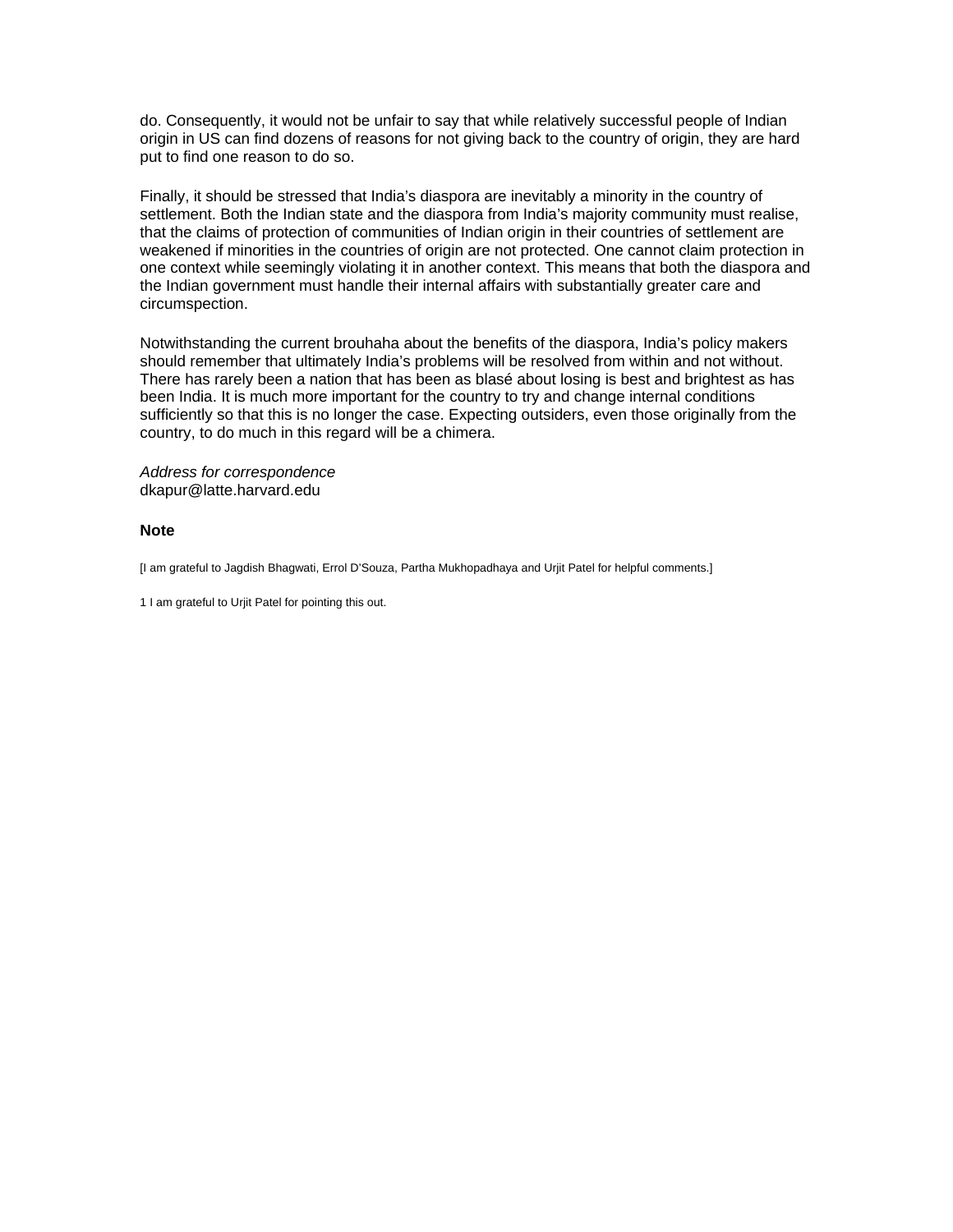do. Consequently, it would not be unfair to say that while relatively successful people of Indian origin in US can find dozens of reasons for not giving back to the country of origin, they are hard put to find one reason to do so.

Finally, it should be stressed that India's diaspora are inevitably a minority in the country of settlement. Both the Indian state and the diaspora from India's majority community must realise, that the claims of protection of communities of Indian origin in their countries of settlement are weakened if minorities in the countries of origin are not protected. One cannot claim protection in one context while seemingly violating it in another context. This means that both the diaspora and the Indian government must handle their internal affairs with substantially greater care and circumspection.

Notwithstanding the current brouhaha about the benefits of the diaspora, India's policy makers should remember that ultimately India's problems will be resolved from within and not without. There has rarely been a nation that has been as blasé about losing is best and brightest as has been India. It is much more important for the country to try and change internal conditions sufficiently so that this is no longer the case. Expecting outsiders, even those originally from the country, to do much in this regard will be a chimera.

*Address for correspondence*
dkapur@latte.harvard.edu

**Note**

[I am grateful to Jagdish Bhagwati, Errol D'Souza, Partha Mukhopadhaya and Urjit Patel for helpful comments.]

1 I am grateful to Urjit Patel for pointing this out.